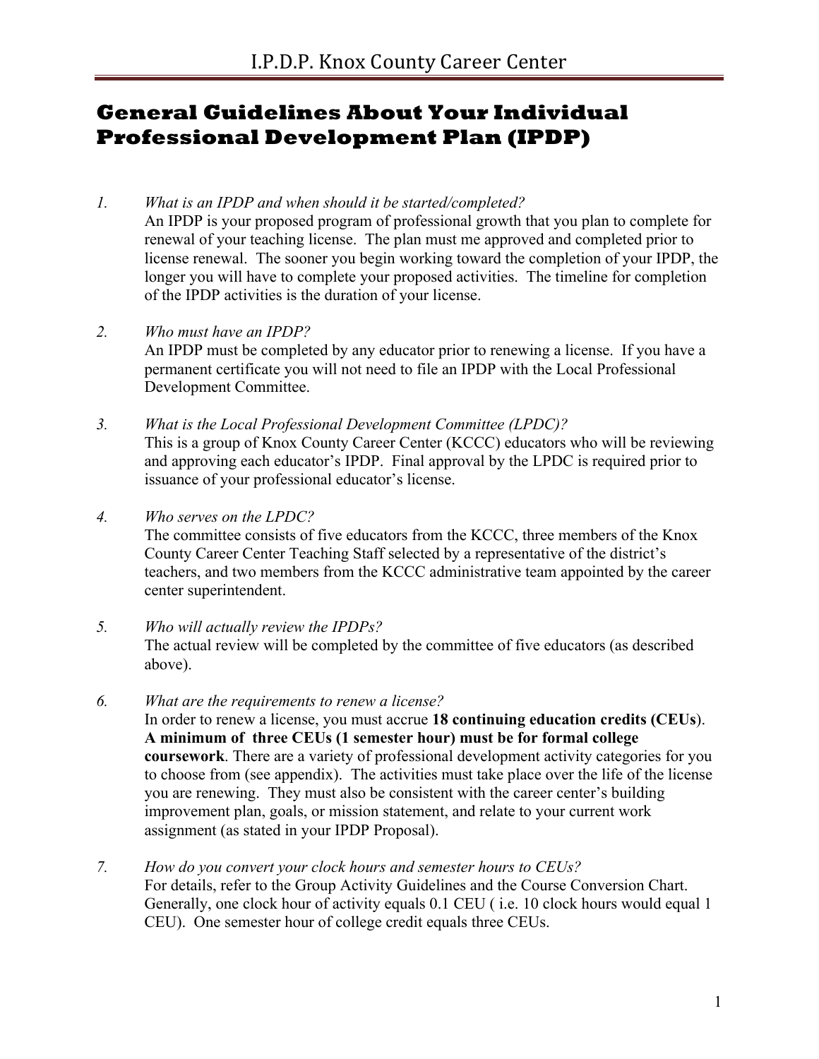# General Guidelines About Your Individual Professional Development Plan (IPDP)

1. *What is an IPDP and when should it be started/completed?*
   An IPDP is your proposed program of professional growth that you plan to complete for renewal of your teaching license. The plan must me approved and completed prior to license renewal. The sooner you begin working toward the completion of your IPDP, the longer you will have to complete your proposed activities. The timeline for completion of the IPDP activities is the duration of your license.

2. *Who must have an IPDP?*
   An IPDP must be completed by any educator prior to renewing a license. If you have a permanent certificate you will not need to file an IPDP with the Local Professional Development Committee.

3. *What is the Local Professional Development Committee (LPDC)?*
   This is a group of Knox County Career Center (KCCC) educators who will be reviewing and approving each educator's IPDP. Final approval by the LPDC is required prior to issuance of your professional educator's license.

4. *Who serves on the LPDC?*
   The committee consists of five educators from the KCCC, three members of the Knox County Career Center Teaching Staff selected by a representative of the district's teachers, and two members from the KCCC administrative team appointed by the career center superintendent.

5. *Who will actually review the IPDPs?*
   The actual review will be completed by the committee of five educators (as described above).

6. *What are the requirements to renew a license?*
   In order to renew a license, you must accrue **18 continuing education credits (CEUs)**. **A minimum of three CEUs (1 semester hour) must be for formal college coursework**. There are a variety of professional development activity categories for you to choose from (see appendix). The activities must take place over the life of the license you are renewing. They must also be consistent with the career center's building improvement plan, goals, or mission statement, and relate to your current work assignment (as stated in your IPDP Proposal).

7. *How do you convert your clock hours and semester hours to CEUs?*
   For details, refer to the Group Activity Guidelines and the Course Conversion Chart. Generally, one clock hour of activity equals 0.1 CEU ( i.e. 10 clock hours would equal 1 CEU). One semester hour of college credit equals three CEUs.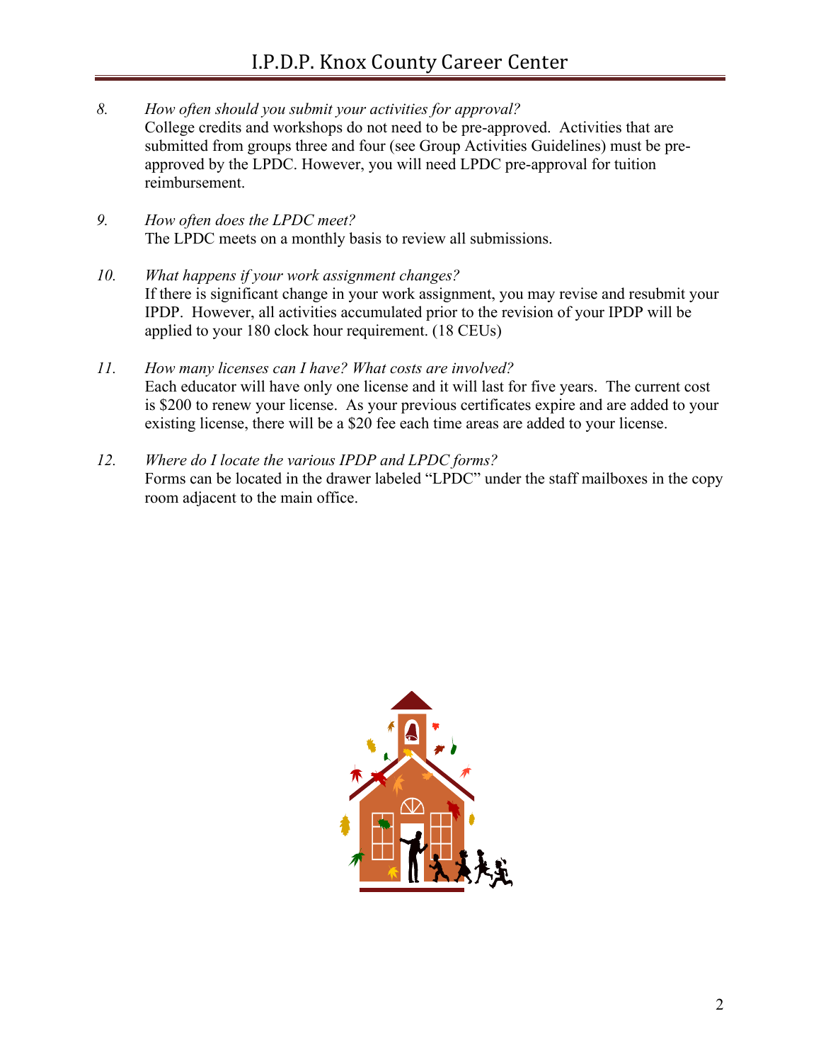8. *How often should you submit your activities for approval?*
   College credits and workshops do not need to be pre-approved. Activities that are submitted from groups three and four (see Group Activities Guidelines) must be pre-approved by the LPDC. However, you will need LPDC pre-approval for tuition reimbursement.

9. *How often does the LPDC meet?*
   The LPDC meets on a monthly basis to review all submissions.

10. *What happens if your work assignment changes?*
    If there is significant change in your work assignment, you may revise and resubmit your IPDP. However, all activities accumulated prior to the revision of your IPDP will be applied to your 180 clock hour requirement. (18 CEUs)

11. *How many licenses can I have? What costs are involved?*
    Each educator will have only one license and it will last for five years. The current cost is $200 to renew your license. As your previous certificates expire and are added to your existing license, there will be a $20 fee each time areas are added to your license.

12. *Where do I locate the various IPDP and LPDC forms?*
    Forms can be located in the drawer labeled "LPDC" under the staff mailboxes in the copy room adjacent to the main office.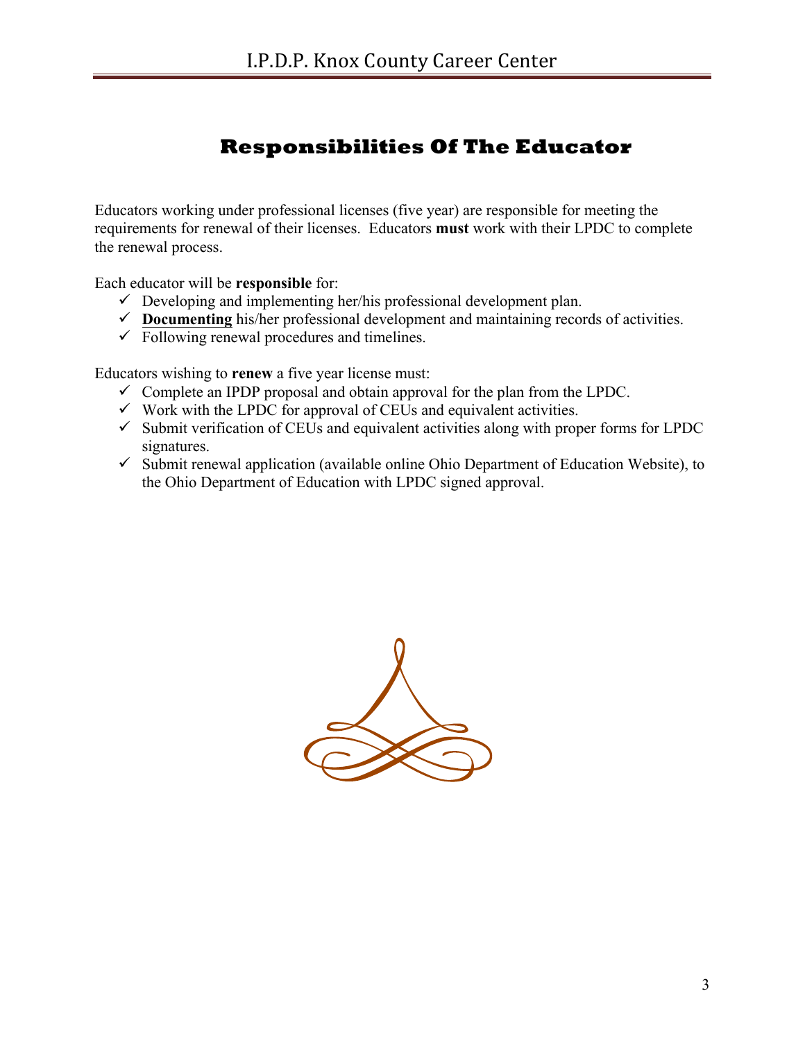# Responsibilities Of The Educator

Educators working under professional licenses (five year) are responsible for meeting the requirements for renewal of their licenses. Educators **must** work with their LPDC to complete the renewal process.

Each educator will be **responsible** for:

- ✓ Developing and implementing her/his professional development plan.
- ✓ <u>**Documenting**</u> his/her professional development and maintaining records of activities.
- ✓ Following renewal procedures and timelines.

Educators wishing to **renew** a five year license must:

- ✓ Complete an IPDP proposal and obtain approval for the plan from the LPDC.
- ✓ Work with the LPDC for approval of CEUs and equivalent activities.
- ✓ Submit verification of CEUs and equivalent activities along with proper forms for LPDC signatures.
- ✓ Submit renewal application (available online Ohio Department of Education Website), to the Ohio Department of Education with LPDC signed approval.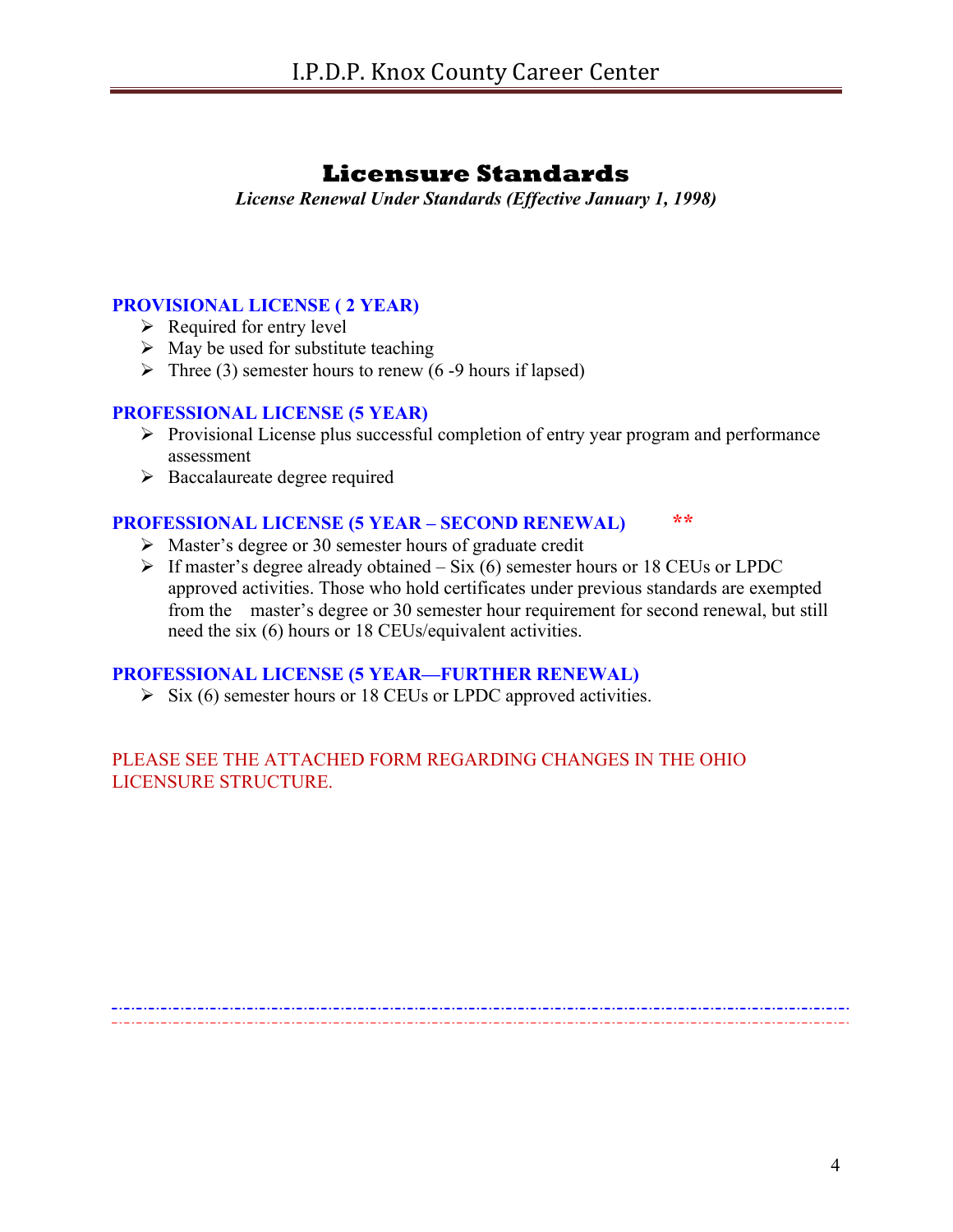# Licensure Standards

*License Renewal Under Standards (Effective January 1, 1998)*

### PROVISIONAL LICENSE ( 2 YEAR)

- Required for entry level
- May be used for substitute teaching
- Three (3) semester hours to renew (6 -9 hours if lapsed)

### PROFESSIONAL LICENSE (5 YEAR)

- Provisional License plus successful completion of entry year program and performance assessment
- Baccalaureate degree required

### PROFESSIONAL LICENSE (5 YEAR – SECOND RENEWAL) **

- Master's degree or 30 semester hours of graduate credit
- If master's degree already obtained – Six (6) semester hours or 18 CEUs or LPDC approved activities. Those who hold certificates under previous standards are exempted from the master's degree or 30 semester hour requirement for second renewal, but still need the six (6) hours or 18 CEUs/equivalent activities.

### PROFESSIONAL LICENSE (5 YEAR—FURTHER RENEWAL)

- Six (6) semester hours or 18 CEUs or LPDC approved activities.

PLEASE SEE THE ATTACHED FORM REGARDING CHANGES IN THE OHIO LICENSURE STRUCTURE.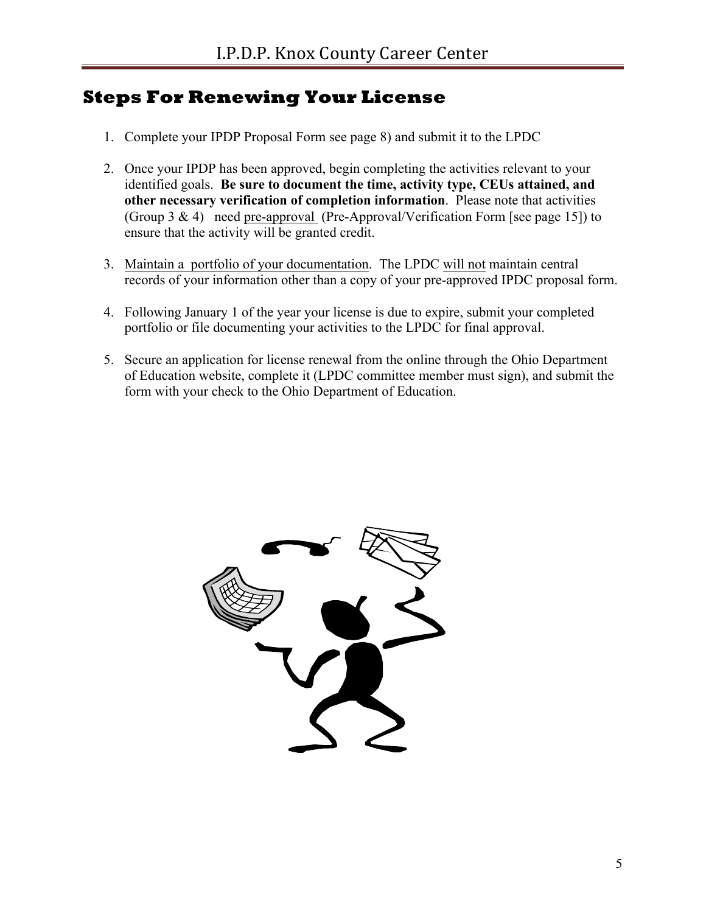## Steps For Renewing Your License

1. Complete your IPDP Proposal Form see page 8) and submit it to the LPDC

2. Once your IPDP has been approved, begin completing the activities relevant to your identified goals. **Be sure to document the time, activity type, CEUs attained, and other necessary verification of completion information**. Please note that activities (Group 3 & 4) need <u>pre-approval</u> (Pre-Approval/Verification Form [see page 15]) to ensure that the activity will be granted credit.

3. <u>Maintain a portfolio of your documentation</u>. The LPDC <u>will not</u> maintain central records of your information other than a copy of your pre-approved IPDC proposal form.

4. Following January 1 of the year your license is due to expire, submit your completed portfolio or file documenting your activities to the LPDC for final approval.

5. Secure an application for license renewal from the online through the Ohio Department of Education website, complete it (LPDC committee member must sign), and submit the form with your check to the Ohio Department of Education.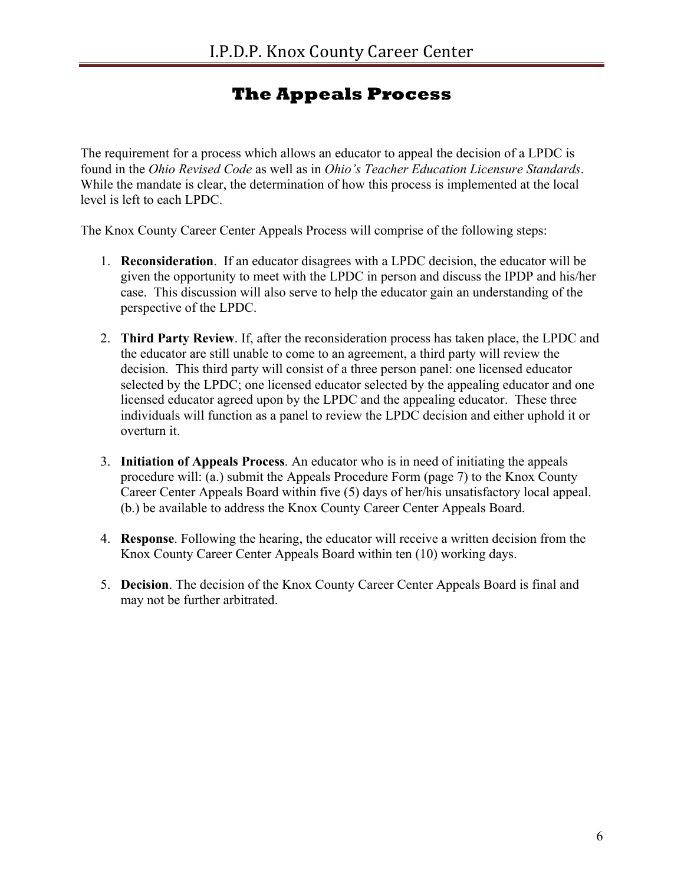# The Appeals Process

The requirement for a process which allows an educator to appeal the decision of a LPDC is found in the *Ohio Revised Code* as well as in *Ohio's Teacher Education Licensure Standards*. While the mandate is clear, the determination of how this process is implemented at the local level is left to each LPDC.

The Knox County Career Center Appeals Process will comprise of the following steps:

1. **Reconsideration**. If an educator disagrees with a LPDC decision, the educator will be given the opportunity to meet with the LPDC in person and discuss the IPDP and his/her case. This discussion will also serve to help the educator gain an understanding of the perspective of the LPDC.

2. **Third Party Review**. If, after the reconsideration process has taken place, the LPDC and the educator are still unable to come to an agreement, a third party will review the decision. This third party will consist of a three person panel: one licensed educator selected by the LPDC; one licensed educator selected by the appealing educator and one licensed educator agreed upon by the LPDC and the appealing educator. These three individuals will function as a panel to review the LPDC decision and either uphold it or overturn it.

3. **Initiation of Appeals Process**. An educator who is in need of initiating the appeals procedure will: (a.) submit the Appeals Procedure Form (page 7) to the Knox County Career Center Appeals Board within five (5) days of her/his unsatisfactory local appeal. (b.) be available to address the Knox County Career Center Appeals Board.

4. **Response**. Following the hearing, the educator will receive a written decision from the Knox County Career Center Appeals Board within ten (10) working days.

5. **Decision**. The decision of the Knox County Career Center Appeals Board is final and may not be further arbitrated.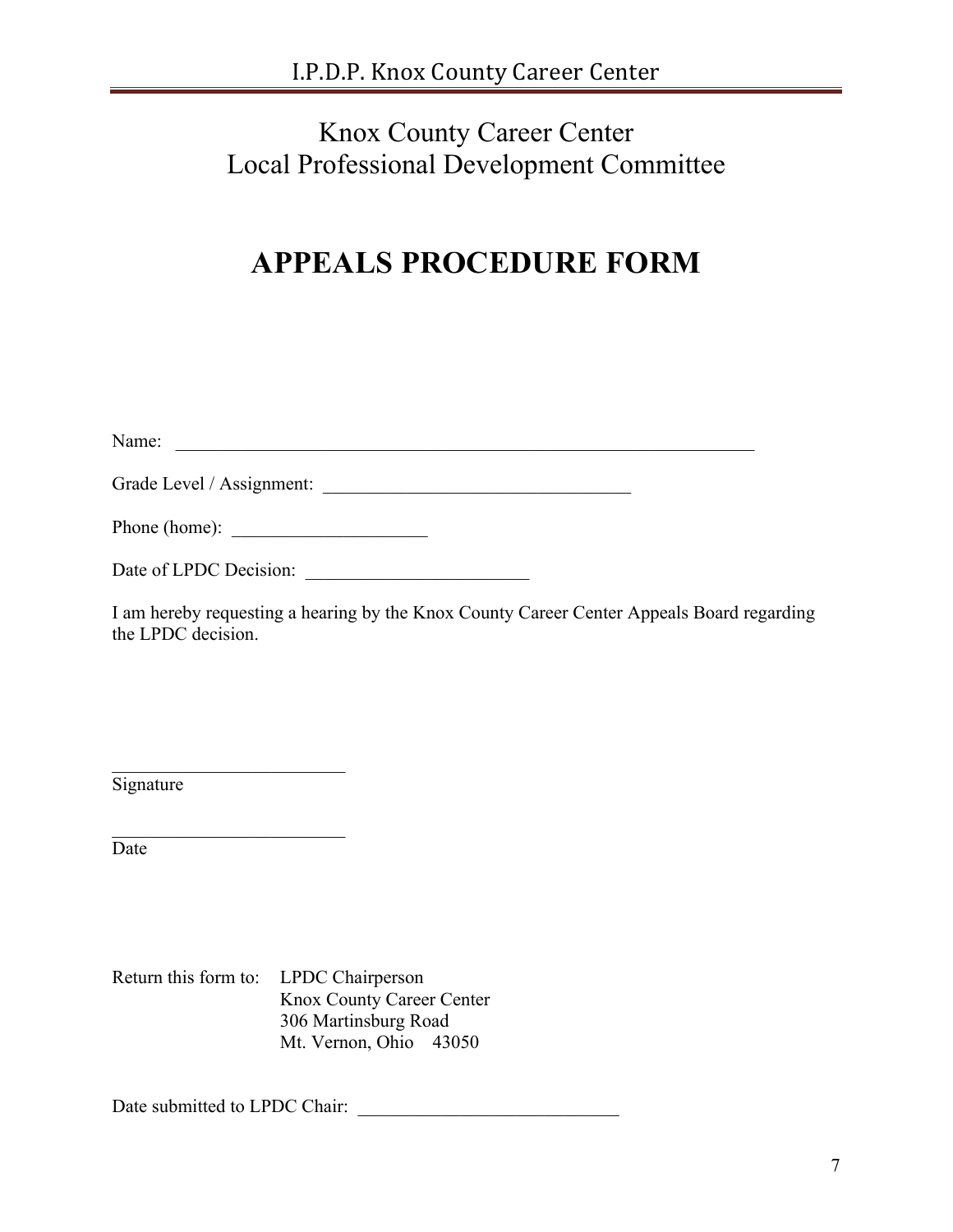# Knox County Career Center
## Local Professional Development Committee

# APPEALS PROCEDURE FORM

Name: ________________________________________________________________

Grade Level / Assignment: _________________________________

Phone (home): ____________________

Date of LPDC Decision: ________________________

I am hereby requesting a hearing by the Knox County Career Center Appeals Board regarding the LPDC decision.

_________________________
Signature

_________________________
Date

Return this form to: LPDC Chairperson
Knox County Career Center
306 Martinsburg Road
Mt. Vernon, Ohio 43050

Date submitted to LPDC Chair: ___________________________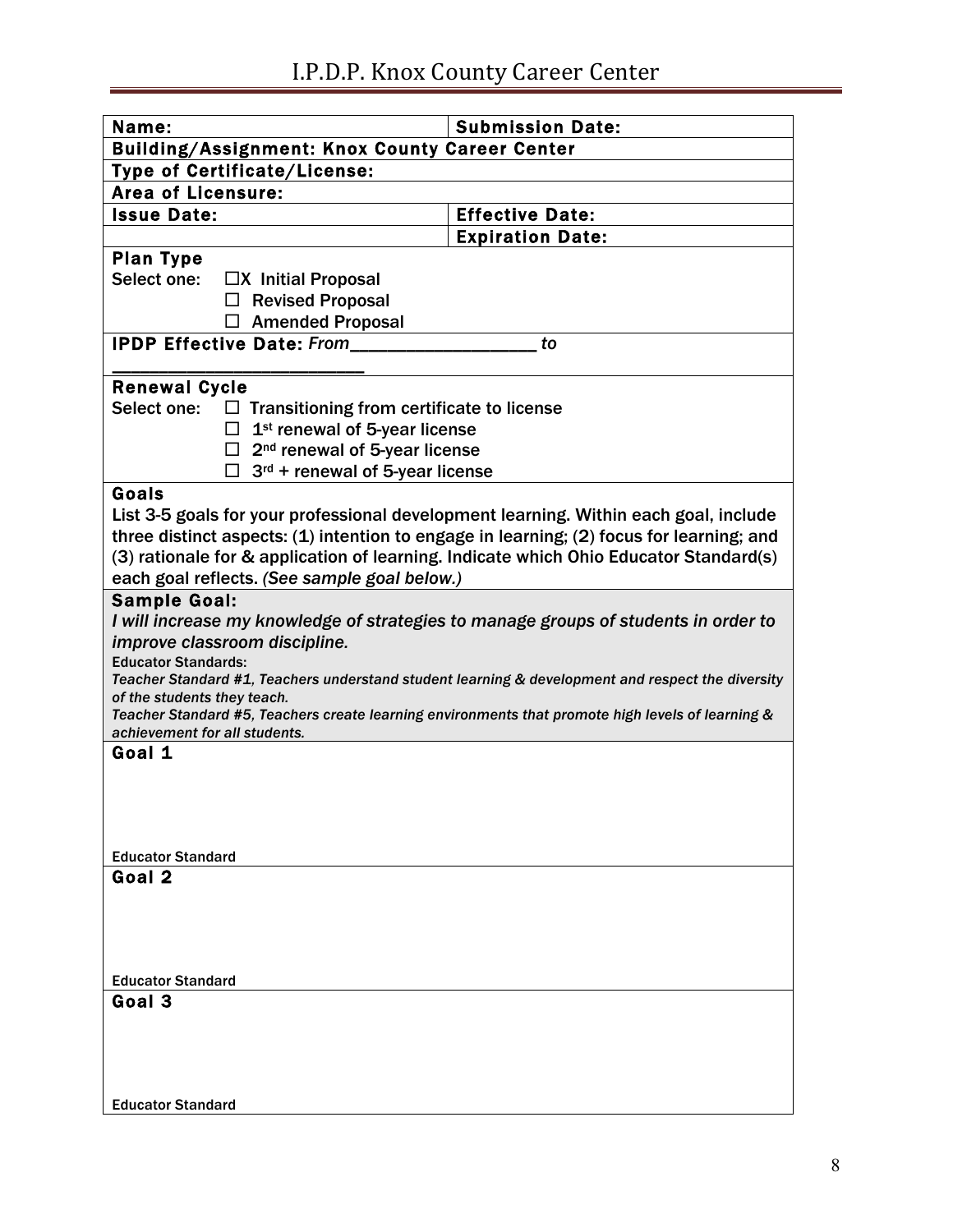# I.P.D.P. Knox County Career Center

| **Name:** | **Submission Date:** |
|---|---|
| **Building/Assignment: Knox County Career Center** | |
| **Type of Certificate/License:** | |
| **Area of Licensure:** | |
| **Issue Date:** | **Effective Date:** |
| | **Expiration Date:** |

**Plan Type**

Select one:
- ☐X Initial Proposal
- ☐ Revised Proposal
- ☐ Amended Proposal

**IPDP Effective Date:** *From*__________________ *to* ________________________

**Renewal Cycle**

Select one:
- ☐ Transitioning from certificate to license
- ☐ 1st renewal of 5-year license
- ☐ 2nd renewal of 5-year license
- ☐ 3rd + renewal of 5-year license

**Goals**

List 3-5 goals for your professional development learning. Within each goal, include three distinct aspects: (1) intention to engage in learning; (2) focus for learning; and (3) rationale for & application of learning. Indicate which Ohio Educator Standard(s) each goal reflects. *(See sample goal below.)*

**Sample Goal:**

*I will increase my knowledge of strategies to manage groups of students in order to improve classroom discipline.*

**Educator Standards:**

*Teacher Standard #1, Teachers understand student learning & development and respect the diversity of the students they teach.*

*Teacher Standard #5, Teachers create learning environments that promote high levels of learning & achievement for all students.*

**Goal 1**

Educator Standard

**Goal 2**

Educator Standard

**Goal 3**

Educator Standard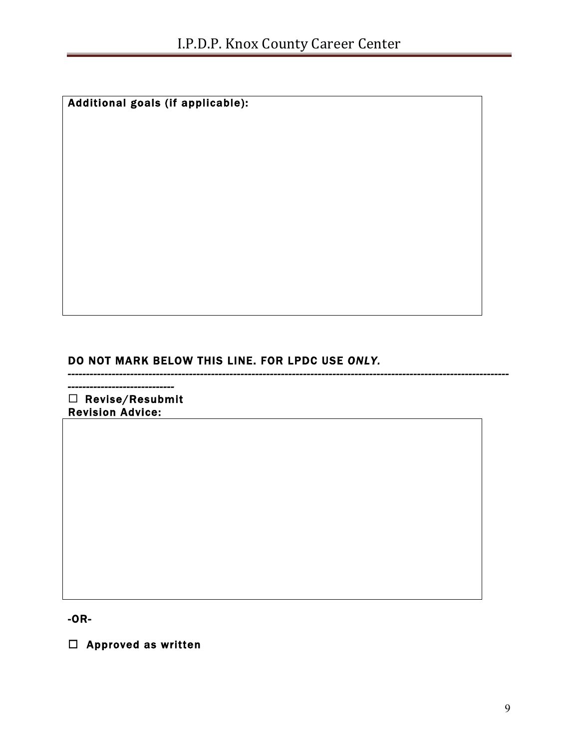**Additional goals (if applicable):**

**DO NOT MARK BELOW THIS LINE. FOR LPDC USE *ONLY.***

------------------------------------------------------------------------------------------------------------------------------------------------------

☐ **Revise/Resubmit**

**Revision Advice:**

**-OR-**

☐ **Approved as written**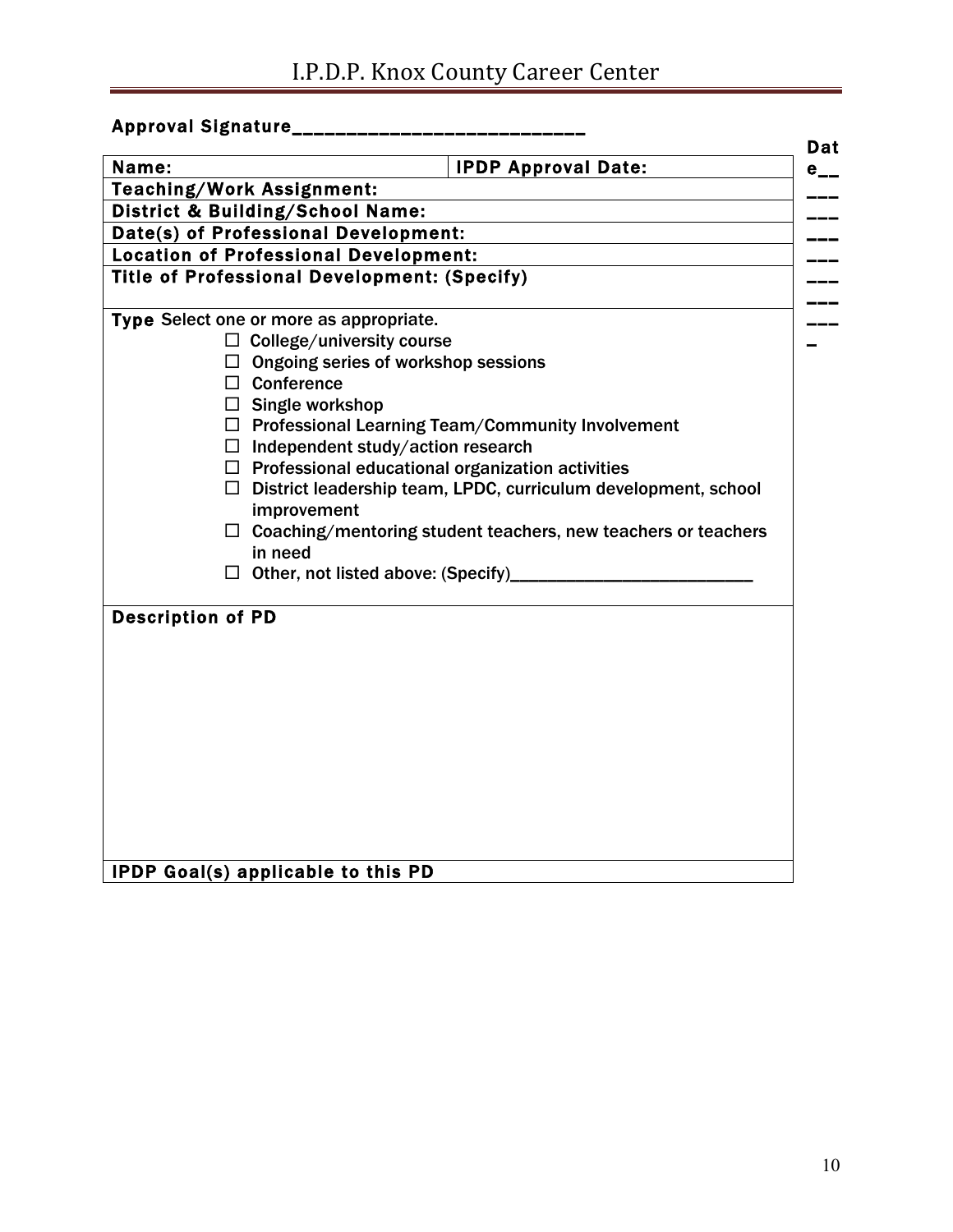**Approval Signature____________________________ Date________________________**

| **Name:** | **IPDP Approval Date:** |
|---|---|
| **Teaching/Work Assignment:** | |
| **District & Building/School Name:** | |
| **Date(s) of Professional Development:** | |
| **Location of Professional Development:** | |
| **Title of Professional Development: (Specify)** | |

**Type** Select one or more as appropriate.

- ☐ College/university course
- ☐ Ongoing series of workshop sessions
- ☐ Conference
- ☐ Single workshop
- ☐ Professional Learning Team/Community Involvement
- ☐ Independent study/action research
- ☐ Professional educational organization activities
- ☐ District leadership team, LPDC, curriculum development, school improvement
- ☐ Coaching/mentoring student teachers, new teachers or teachers in need
- ☐ Other, not listed above: (Specify)___________________________

**Description of PD**

**IPDP Goal(s) applicable to this PD**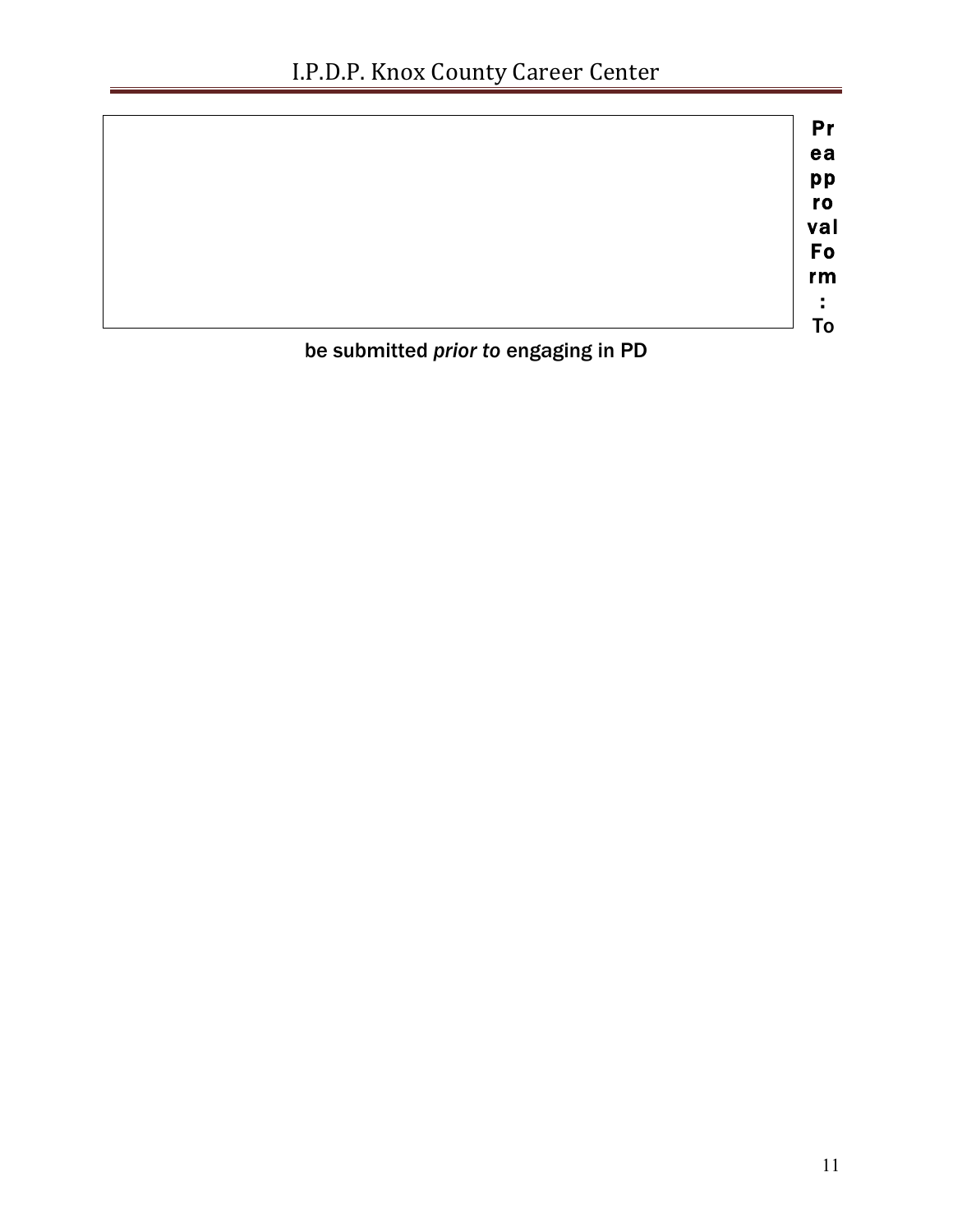**Preapproval Form: To** be submitted *prior to* engaging in PD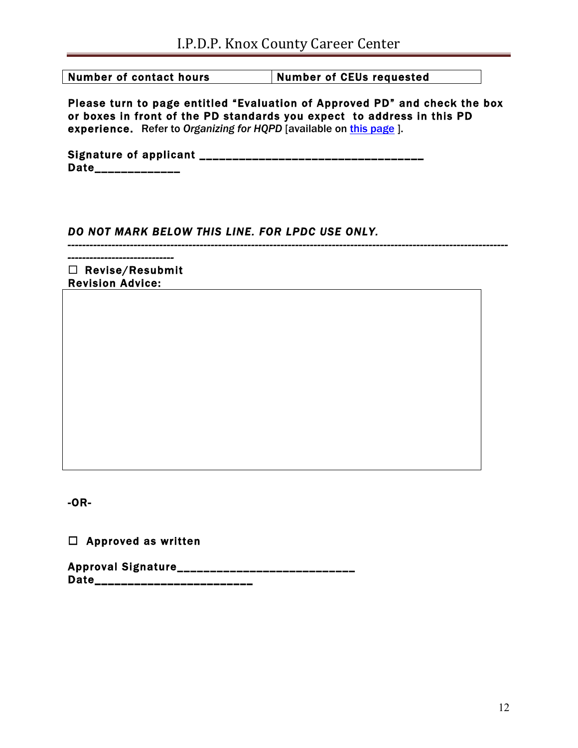| Number of contact hours | Number of CEUs requested |
| --- | --- |

**Please turn to page entitled "Evaluation of Approved PD" and check the box or boxes in front of the PD standards you expect to address in this PD experience.** Refer to *Organizing for HQPD* [available on this page ].

**Signature of applicant ___________________________________**
**Date_____________**

***DO NOT MARK BELOW THIS LINE. FOR LPDC USE ONLY.***

---

☐ **Revise/Resubmit**
**Revision Advice:**

| |
| --- |
| |

**-OR-**

☐ **Approved as written**

**Approval Signature____________________________**
**Date_________________________**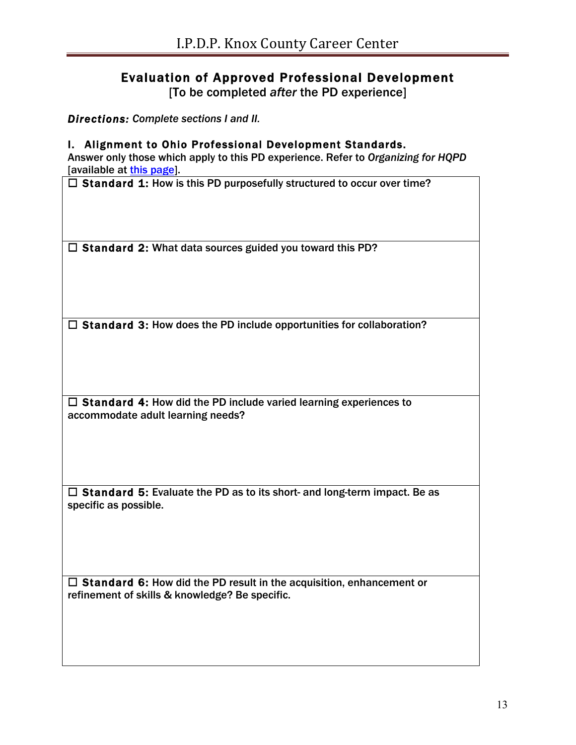# Evaluation of Approved Professional Development

[To be completed *after* the PD experience]

***Directions:*** *Complete sections I and II.*

## I. Alignment to Ohio Professional Development Standards.

**Answer only those which apply to this PD experience. Refer to *Organizing for HQPD* [available at this page].**

| |
|---|
| ☐ **Standard 1: How is this PD purposefully structured to occur over time?** |
| ☐ **Standard 2: What data sources guided you toward this PD?** |
| ☐ **Standard 3: How does the PD include opportunities for collaboration?** |
| ☐ **Standard 4: How did the PD include varied learning experiences to accommodate adult learning needs?** |
| ☐ **Standard 5: Evaluate the PD as to its short- and long-term impact. Be as specific as possible.** |
| ☐ **Standard 6: How did the PD result in the acquisition, enhancement or refinement of skills & knowledge? Be specific.** |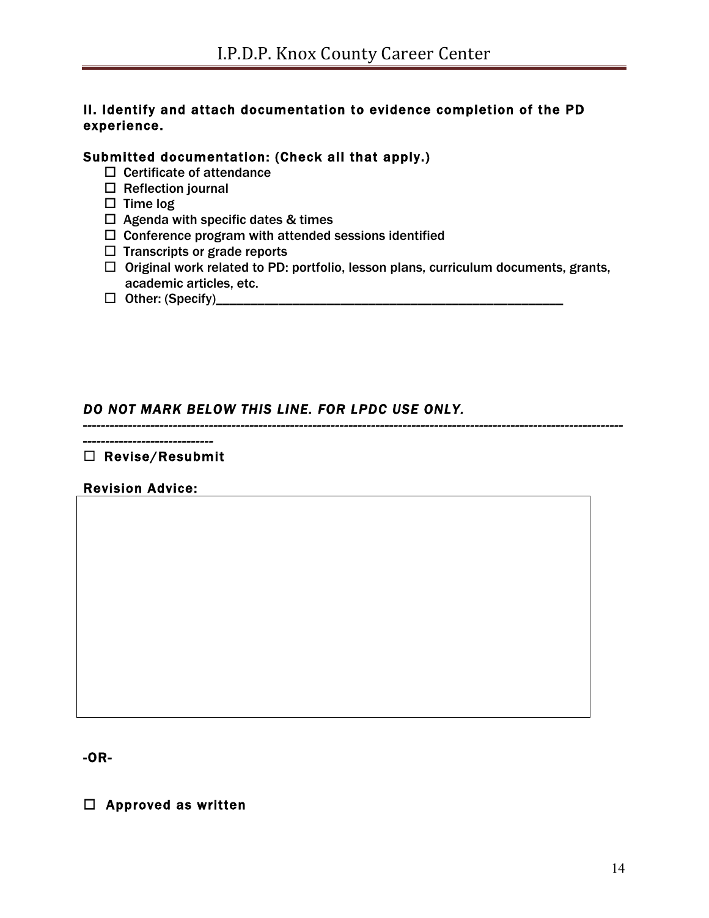### II. Identify and attach documentation to evidence completion of the PD experience.

**Submitted documentation: (Check all that apply.)**

- ☐ Certificate of attendance
- ☐ Reflection journal
- ☐ Time log
- ☐ Agenda with specific dates & times
- ☐ Conference program with attended sessions identified
- ☐ Transcripts or grade reports
- ☐ Original work related to PD: portfolio, lesson plans, curriculum documents, grants, academic articles, etc.
- ☐ Other: (Specify)________________________________________________

***DO NOT MARK BELOW THIS LINE. FOR LPDC USE ONLY.***

---

☐ **Revise/Resubmit**

**Revision Advice:**

| |
|---|
| |

**-OR-**

☐ **Approved as written**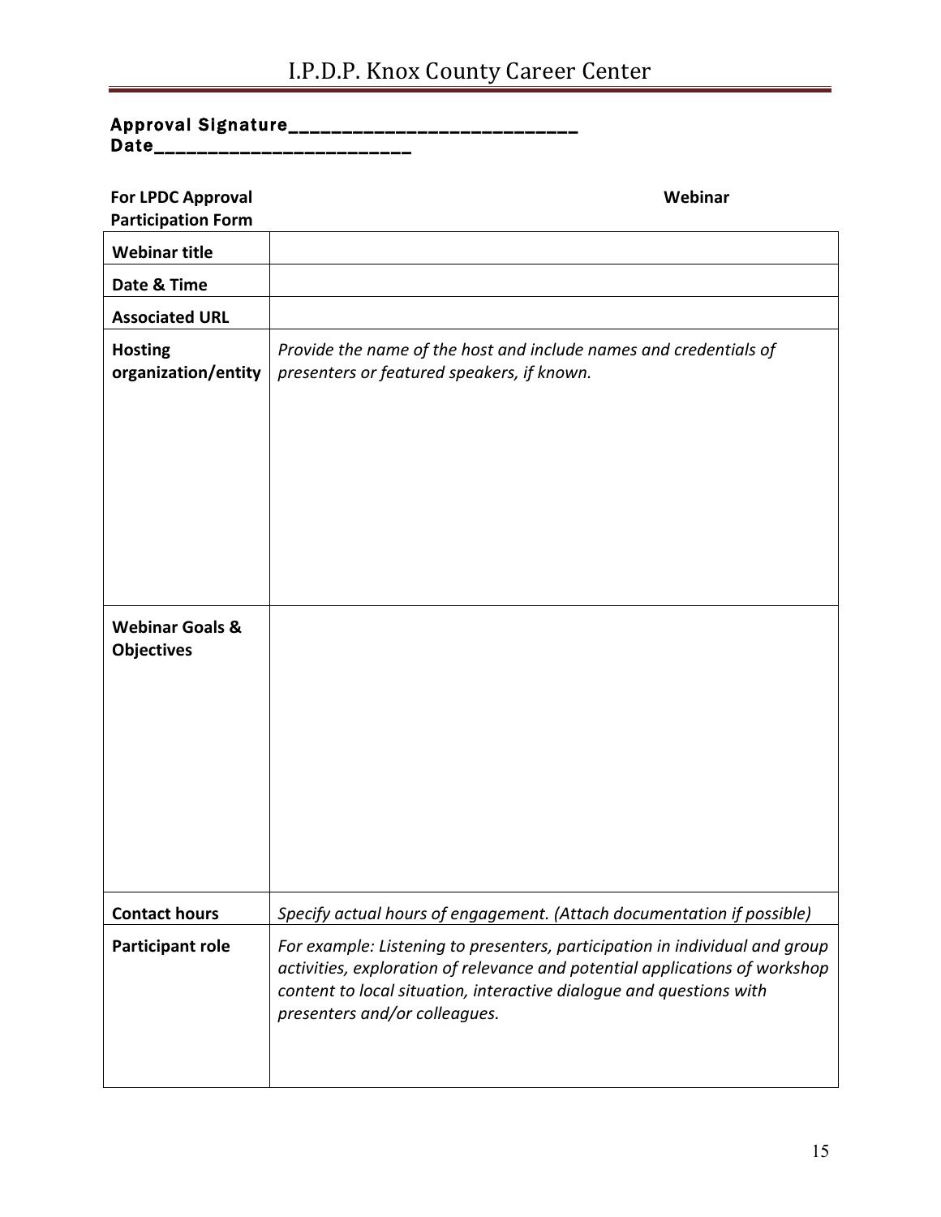**Approval Signature_____________________________ Date__________________________**

**For LPDC Approval Participation Form** **Webinar**

| | |
|---|---|
| **Webinar title** | |
| **Date & Time** | |
| **Associated URL** | |
| **Hosting organization/entity** | *Provide the name of the host and include names and credentials of presenters or featured speakers, if known.* |
| **Webinar Goals & Objectives** | |
| **Contact hours** | *Specify actual hours of engagement. (Attach documentation if possible)* |
| **Participant role** | *For example: Listening to presenters, participation in individual and group activities, exploration of relevance and potential applications of workshop content to local situation, interactive dialogue and questions with presenters and/or colleagues.* |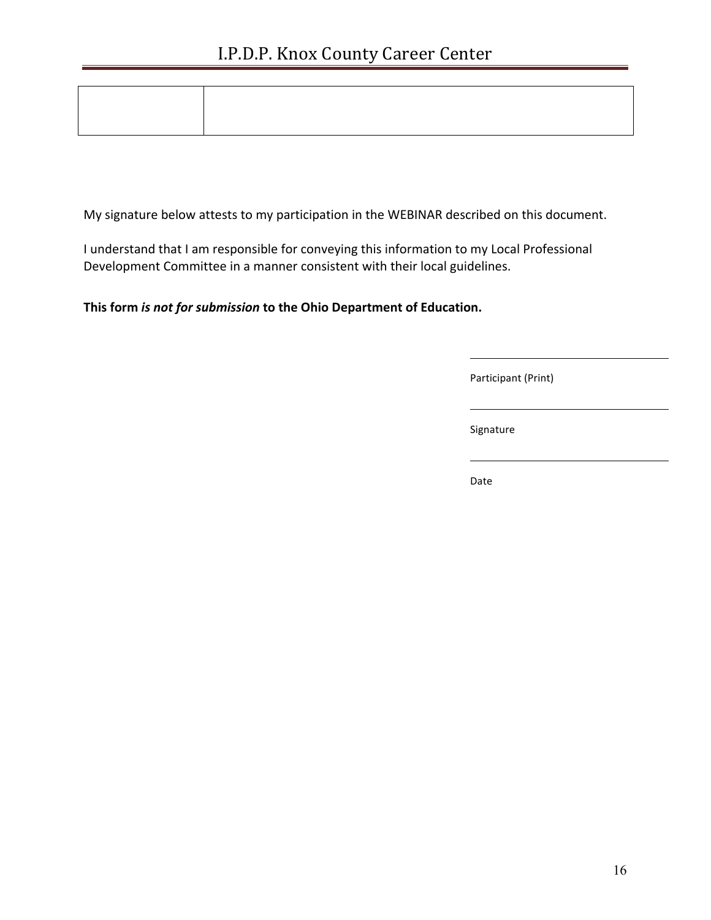| | |
|---|---|
| | |

My signature below attests to my participation in the WEBINAR described on this document.

I understand that I am responsible for conveying this information to my Local Professional Development Committee in a manner consistent with their local guidelines.

**This form *is not for submission* to the Ohio Department of Education.**

\_\_\_\_\_\_\_\_\_\_\_\_\_\_\_\_\_\_\_\_\_\_\_\_\_\_\_\_\_\_

Participant (Print)

\_\_\_\_\_\_\_\_\_\_\_\_\_\_\_\_\_\_\_\_\_\_\_\_\_\_\_\_\_\_

Signature

\_\_\_\_\_\_\_\_\_\_\_\_\_\_\_\_\_\_\_\_\_\_\_\_\_\_\_\_\_\_

Date